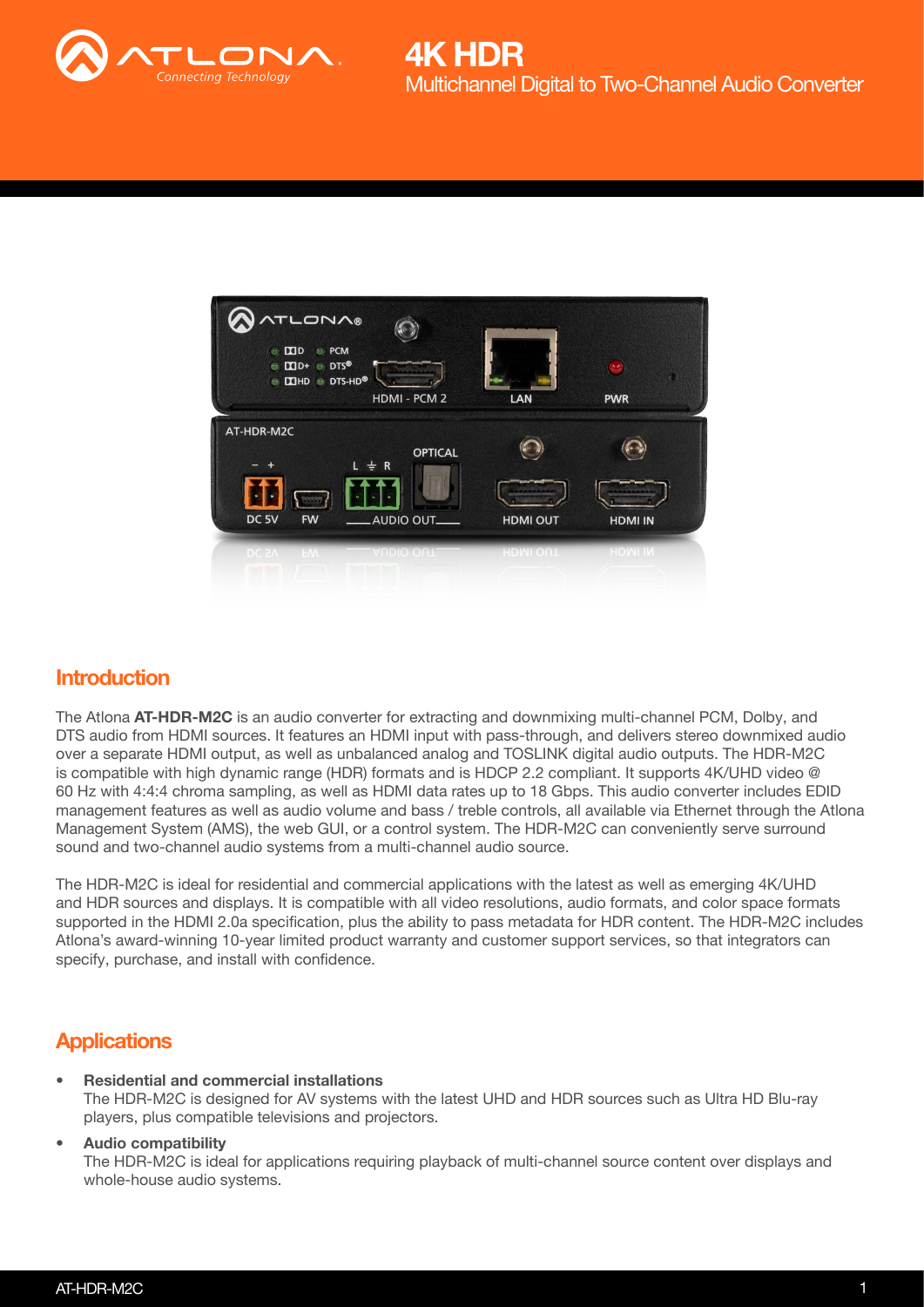# 4K HDR

Multichannel Digital to Two-Channel Audio Converter

## Introduction

The Atlona **AT-HDR-M2C** is an audio converter for extracting and downmixing multi-channel PCM, Dolby, and DTS audio from HDMI sources. It features an HDMI input with pass-through, and delivers stereo downmixed audio over a separate HDMI output, as well as unbalanced analog and TOSLINK digital audio outputs. The HDR-M2C is compatible with high dynamic range (HDR) formats and is HDCP 2.2 compliant. It supports 4K/UHD video @ 60 Hz with 4:4:4 chroma sampling, as well as HDMI data rates up to 18 Gbps. This audio converter includes EDID management features as well as audio volume and bass / treble controls, all available via Ethernet through the Atlona Management System (AMS), the web GUI, or a control system. The HDR-M2C can conveniently serve surround sound and two-channel audio systems from a multi-channel audio source.

The HDR-M2C is ideal for residential and commercial applications with the latest as well as emerging 4K/UHD and HDR sources and displays. It is compatible with all video resolutions, audio formats, and color space formats supported in the HDMI 2.0a specification, plus the ability to pass metadata for HDR content. The HDR-M2C includes Atlona's award-winning 10-year limited product warranty and customer support services, so that integrators can specify, purchase, and install with confidence.

## Applications

- **Residential and commercial installations**
  The HDR-M2C is designed for AV systems with the latest UHD and HDR sources such as Ultra HD Blu-ray players, plus compatible televisions and projectors.
- **Audio compatibility**
  The HDR-M2C is ideal for applications requiring playback of multi-channel source content over displays and whole-house audio systems.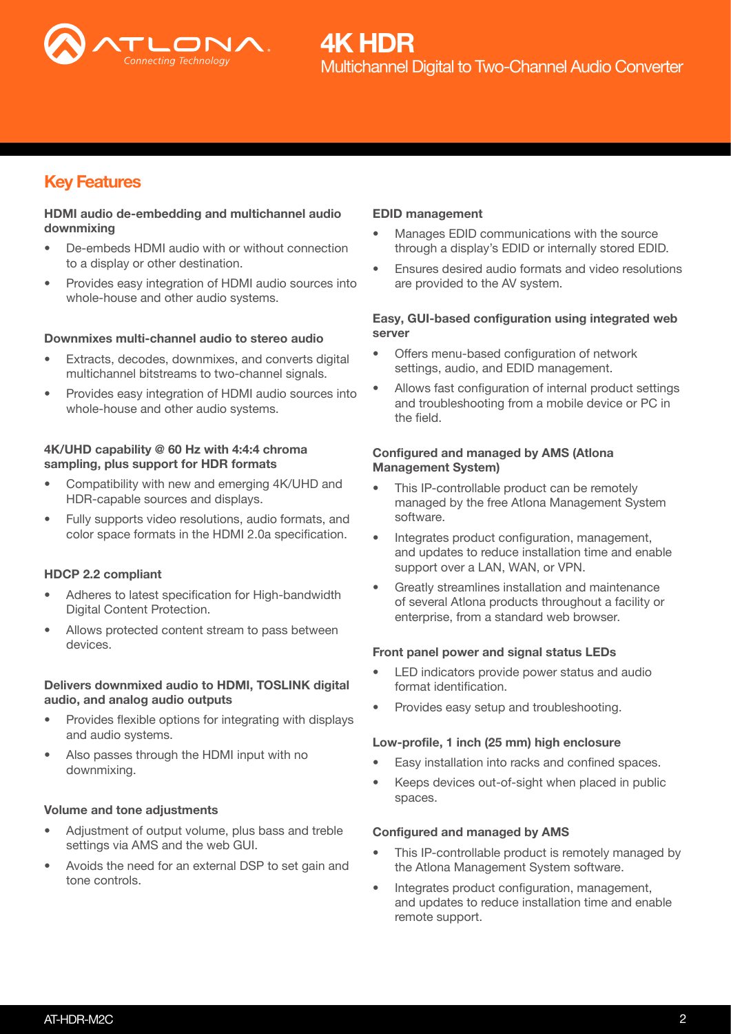# 4K HDR

Multichannel Digital to Two-Channel Audio Converter

## Key Features

**HDMI audio de-embedding and multichannel audio downmixing**

- De-embeds HDMI audio with or without connection to a display or other destination.
- Provides easy integration of HDMI audio sources into whole-house and other audio systems.

**Downmixes multi-channel audio to stereo audio**

- Extracts, decodes, downmixes, and converts digital multichannel bitstreams to two-channel signals.
- Provides easy integration of HDMI audio sources into whole-house and other audio systems.

**4K/UHD capability @ 60 Hz with 4:4:4 chroma sampling, plus support for HDR formats**

- Compatibility with new and emerging 4K/UHD and HDR-capable sources and displays.
- Fully supports video resolutions, audio formats, and color space formats in the HDMI 2.0a specification.

**HDCP 2.2 compliant**

- Adheres to latest specification for High-bandwidth Digital Content Protection.
- Allows protected content stream to pass between devices.

**Delivers downmixed audio to HDMI, TOSLINK digital audio, and analog audio outputs**

- Provides flexible options for integrating with displays and audio systems.
- Also passes through the HDMI input with no downmixing.

**Volume and tone adjustments**

- Adjustment of output volume, plus bass and treble settings via AMS and the web GUI.
- Avoids the need for an external DSP to set gain and tone controls.

**EDID management**

- Manages EDID communications with the source through a display's EDID or internally stored EDID.
- Ensures desired audio formats and video resolutions are provided to the AV system.

**Easy, GUI-based configuration using integrated web server**

- Offers menu-based configuration of network settings, audio, and EDID management.
- Allows fast configuration of internal product settings and troubleshooting from a mobile device or PC in the field.

**Configured and managed by AMS (Atlona Management System)**

- This IP-controllable product can be remotely managed by the free Atlona Management System software.
- Integrates product configuration, management, and updates to reduce installation time and enable support over a LAN, WAN, or VPN.
- Greatly streamlines installation and maintenance of several Atlona products throughout a facility or enterprise, from a standard web browser.

**Front panel power and signal status LEDs**

- LED indicators provide power status and audio format identification.
- Provides easy setup and troubleshooting.

**Low-profile, 1 inch (25 mm) high enclosure**

- Easy installation into racks and confined spaces.
- Keeps devices out-of-sight when placed in public spaces.

**Configured and managed by AMS**

- This IP-controllable product is remotely managed by the Atlona Management System software.
- Integrates product configuration, management, and updates to reduce installation time and enable remote support.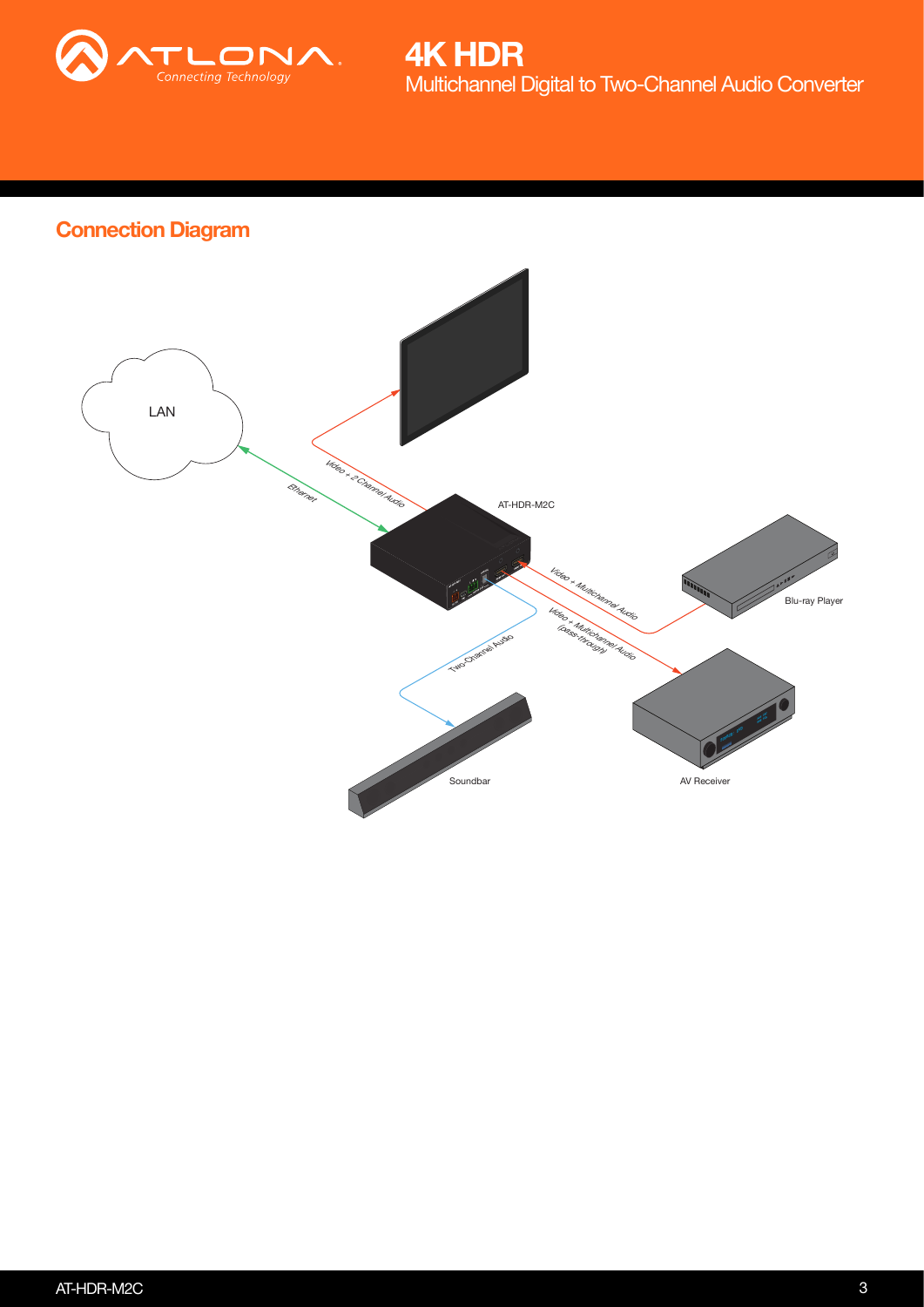4K HDR
Multichannel Digital to Two-Channel Audio Converter

## Connection Diagram

LAN

Ethernet

Video + 2-Channel Audio

AT-HDR-M2C

Video + Multichannel Audio

Blu-ray Player

Video + Multichannel Audio (pass-through)

Two-Channel Audio

Soundbar

AV Receiver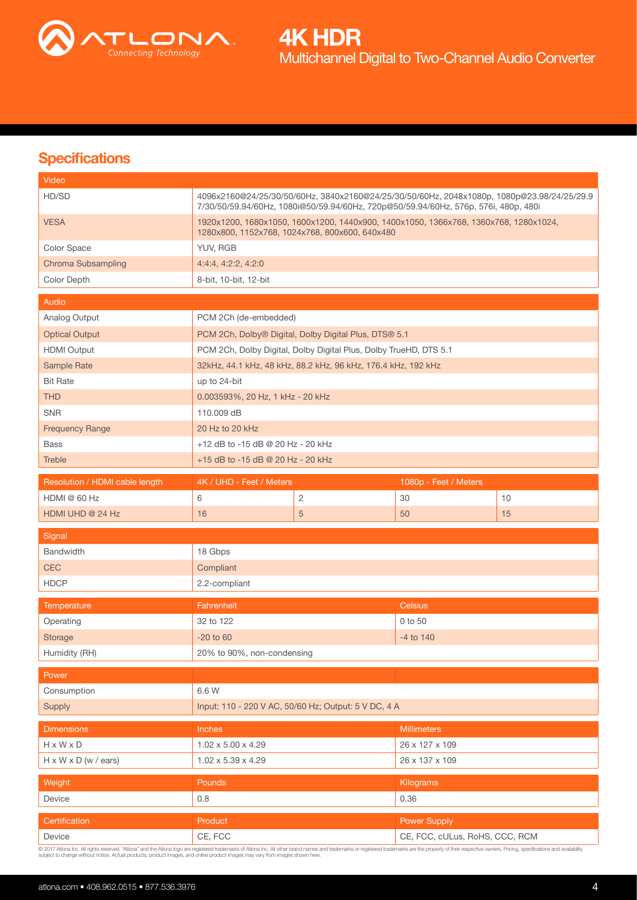# 4K HDR

Multichannel Digital to Two-Channel Audio Converter

## Specifications

| Video | |
|---|---|
| HD/SD | 4096x2160@24/25/30/50/60Hz, 3840x2160@24/25/30/50/60Hz, 2048x1080p, 1080p@23.98/24/25/29.97/30/50/59.94/60Hz, 1080i@50/59.94/60Hz, 720p@50/59.94/60Hz, 576p, 576i, 480p, 480i |
| VESA | 1920x1200, 1680x1050, 1600x1200, 1440x900, 1400x1050, 1366x768, 1360x768, 1280x1024, 1280x800, 1152x768, 1024x768, 800x600, 640x480 |
| Color Space | YUV, RGB |
| Chroma Subsampling | 4:4:4, 4:2:2, 4:2:0 |
| Color Depth | 8-bit, 10-bit, 12-bit |

| Audio | |
|---|---|
| Analog Output | PCM 2Ch (de-embedded) |
| Optical Output | PCM 2Ch, Dolby® Digital, Dolby Digital Plus, DTS® 5.1 |
| HDMI Output | PCM 2Ch, Dolby Digital, Dolby Digital Plus, Dolby TrueHD, DTS 5.1 |
| Sample Rate | 32kHz, 44.1 kHz, 48 kHz, 88.2 kHz, 96 kHz, 176.4 kHz, 192 kHz |
| Bit Rate | up to 24-bit |
| THD | 0.003593%, 20 Hz, 1 kHz - 20 kHz |
| SNR | 110.009 dB |
| Frequency Range | 20 Hz to 20 kHz |
| Bass | +12 dB to -15 dB @ 20 Hz - 20 kHz |
| Treble | +15 dB to -15 dB @ 20 Hz - 20 kHz |

| Resolution / HDMI cable length | 4K / UHD - Feet / Meters | | 1080p - Feet / Meters | |
|---|---|---|---|---|
| HDMI @ 60 Hz | 6 | 2 | 30 | 10 |
| HDMI UHD @ 24 Hz | 16 | 5 | 50 | 15 |

| Signal | |
|---|---|
| Bandwidth | 18 Gbps |
| CEC | Compliant |
| HDCP | 2.2-compliant |

| Temperature | Fahrenheit | Celsius |
|---|---|---|
| Operating | 32 to 122 | 0 to 50 |
| Storage | -20 to 60 | -4 to 140 |
| Humidity (RH) | 20% to 90%, non-condensing | |

| Power | | |
|---|---|---|
| Consumption | 6.6 W | |
| Supply | Input: 110 - 220 V AC, 50/60 Hz; Output: 5 V DC, 4 A | |

| Dimensions | Inches | Millimeters |
|---|---|---|
| H x W x D | 1.02 x 5.00 x 4.29 | 26 x 127 x 109 |
| H x W x D (w / ears) | 1.02 x 5.39 x 4.29 | 26 x 137 x 109 |

| Weight | Pounds | Kilograms |
|---|---|---|
| Device | 0.8 | 0.36 |

| Certification | Product | Power Supply |
|---|---|---|
| Device | CE, FCC | CE, FCC, cULus, RoHS, CCC, RCM |

© 2017 Atlona Inc. All rights reserved. "Atlona" and the Atlona logo are registered trademarks of Atlona Inc. All other brand names and trademarks or registered trademarks are the property of their respective owners. Pricing, specifications and availability subject to change without notice. Actual products, product images, and online product images may vary from images shown here.

atlona.com • 408.962.0515 • 877.536.3976